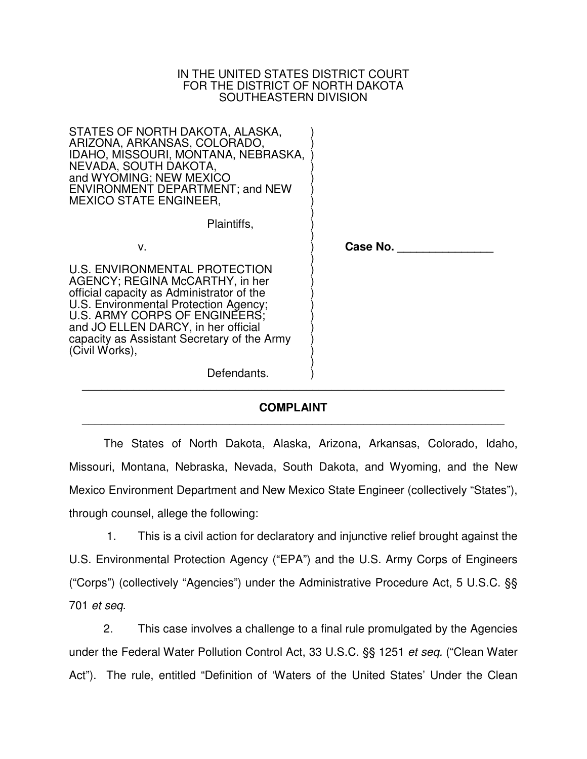IN THE UNITED STATES DISTRICT COURT
FOR THE DISTRICT OF NORTH DAKOTA
SOUTHEASTERN DIVISION

STATES OF NORTH DAKOTA, ALASKA, ARIZONA, ARKANSAS, COLORADO, IDAHO, MISSOURI, MONTANA, NEBRASKA, NEVADA, SOUTH DAKOTA, and WYOMING; NEW MEXICO ENVIRONMENT DEPARTMENT; and NEW MEXICO STATE ENGINEER,

Plaintiffs,

v.

U.S. ENVIRONMENTAL PROTECTION AGENCY; REGINA McCARTHY, in her official capacity as Administrator of the U.S. Environmental Protection Agency; U.S. ARMY CORPS OF ENGINEERS; and JO ELLEN DARCY, in her official capacity as Assistant Secretary of the Army (Civil Works),

Defendants.

**Case No. _______________**

---

**COMPLAINT**

---

The States of North Dakota, Alaska, Arizona, Arkansas, Colorado, Idaho, Missouri, Montana, Nebraska, Nevada, South Dakota, and Wyoming, and the New Mexico Environment Department and New Mexico State Engineer (collectively "States"), through counsel, allege the following:

1. This is a civil action for declaratory and injunctive relief brought against the U.S. Environmental Protection Agency ("EPA") and the U.S. Army Corps of Engineers ("Corps") (collectively "Agencies") under the Administrative Procedure Act, 5 U.S.C. §§ 701 *et seq*.

2. This case involves a challenge to a final rule promulgated by the Agencies under the Federal Water Pollution Control Act, 33 U.S.C. §§ 1251 *et seq.* ("Clean Water Act"). The rule, entitled "Definition of 'Waters of the United States' Under the Clean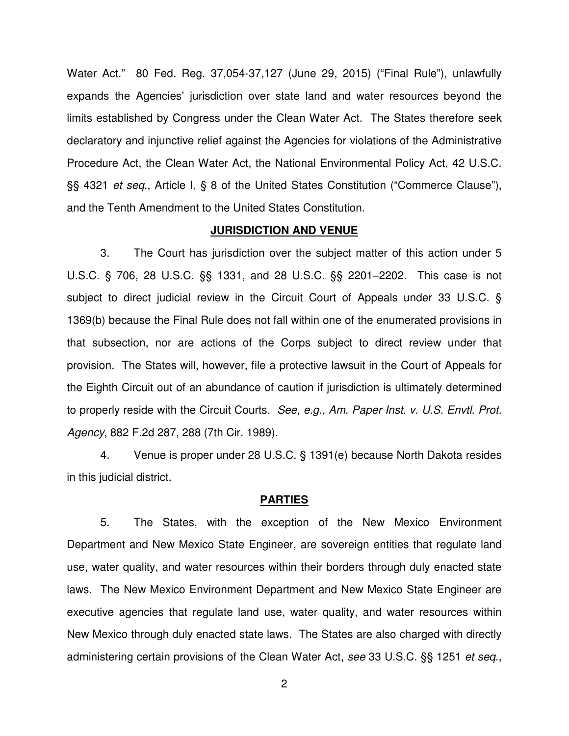Water Act." 80 Fed. Reg. 37,054-37,127 (June 29, 2015) ("Final Rule"), unlawfully expands the Agencies' jurisdiction over state land and water resources beyond the limits established by Congress under the Clean Water Act. The States therefore seek declaratory and injunctive relief against the Agencies for violations of the Administrative Procedure Act, the Clean Water Act, the National Environmental Policy Act, 42 U.S.C. §§ 4321 *et seq.*, Article I, § 8 of the United States Constitution ("Commerce Clause"), and the Tenth Amendment to the United States Constitution.

## **JURISDICTION AND VENUE**

3. The Court has jurisdiction over the subject matter of this action under 5 U.S.C. § 706, 28 U.S.C. §§ 1331, and 28 U.S.C. §§ 2201–2202. This case is not subject to direct judicial review in the Circuit Court of Appeals under 33 U.S.C. § 1369(b) because the Final Rule does not fall within one of the enumerated provisions in that subsection, nor are actions of the Corps subject to direct review under that provision. The States will, however, file a protective lawsuit in the Court of Appeals for the Eighth Circuit out of an abundance of caution if jurisdiction is ultimately determined to properly reside with the Circuit Courts. *See, e.g., Am. Paper Inst. v. U.S. Envtl. Prot. Agency*, 882 F.2d 287, 288 (7th Cir. 1989).

4. Venue is proper under 28 U.S.C. § 1391(e) because North Dakota resides in this judicial district.

## **PARTIES**

5. The States, with the exception of the New Mexico Environment Department and New Mexico State Engineer, are sovereign entities that regulate land use, water quality, and water resources within their borders through duly enacted state laws. The New Mexico Environment Department and New Mexico State Engineer are executive agencies that regulate land use, water quality, and water resources within New Mexico through duly enacted state laws. The States are also charged with directly administering certain provisions of the Clean Water Act, *see* 33 U.S.C. §§ 1251 *et seq.*,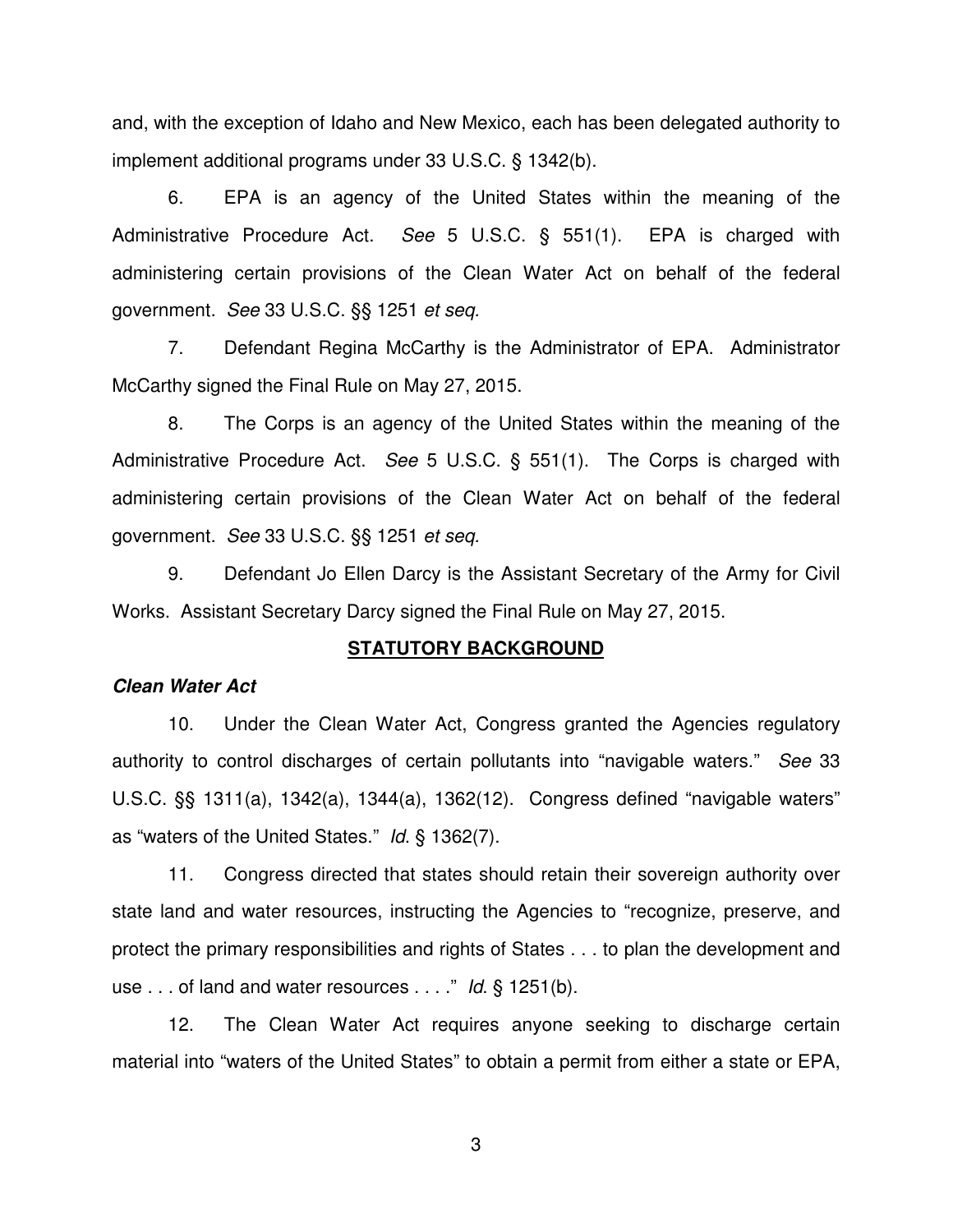and, with the exception of Idaho and New Mexico, each has been delegated authority to implement additional programs under 33 U.S.C. § 1342(b).

6. EPA is an agency of the United States within the meaning of the Administrative Procedure Act. *See* 5 U.S.C. § 551(1). EPA is charged with administering certain provisions of the Clean Water Act on behalf of the federal government. *See* 33 U.S.C. §§ 1251 *et seq.*

7. Defendant Regina McCarthy is the Administrator of EPA. Administrator McCarthy signed the Final Rule on May 27, 2015.

8. The Corps is an agency of the United States within the meaning of the Administrative Procedure Act. *See* 5 U.S.C. § 551(1). The Corps is charged with administering certain provisions of the Clean Water Act on behalf of the federal government. *See* 33 U.S.C. §§ 1251 *et seq*.

9. Defendant Jo Ellen Darcy is the Assistant Secretary of the Army for Civil Works. Assistant Secretary Darcy signed the Final Rule on May 27, 2015.

## STATUTORY BACKGROUND

### *Clean Water Act*

10. Under the Clean Water Act, Congress granted the Agencies regulatory authority to control discharges of certain pollutants into "navigable waters." *See* 33 U.S.C. §§ 1311(a), 1342(a), 1344(a), 1362(12). Congress defined "navigable waters" as "waters of the United States." *Id*. § 1362(7).

11. Congress directed that states should retain their sovereign authority over state land and water resources, instructing the Agencies to "recognize, preserve, and protect the primary responsibilities and rights of States . . . to plan the development and use . . . of land and water resources . . . ." *Id*. § 1251(b).

12. The Clean Water Act requires anyone seeking to discharge certain material into "waters of the United States" to obtain a permit from either a state or EPA,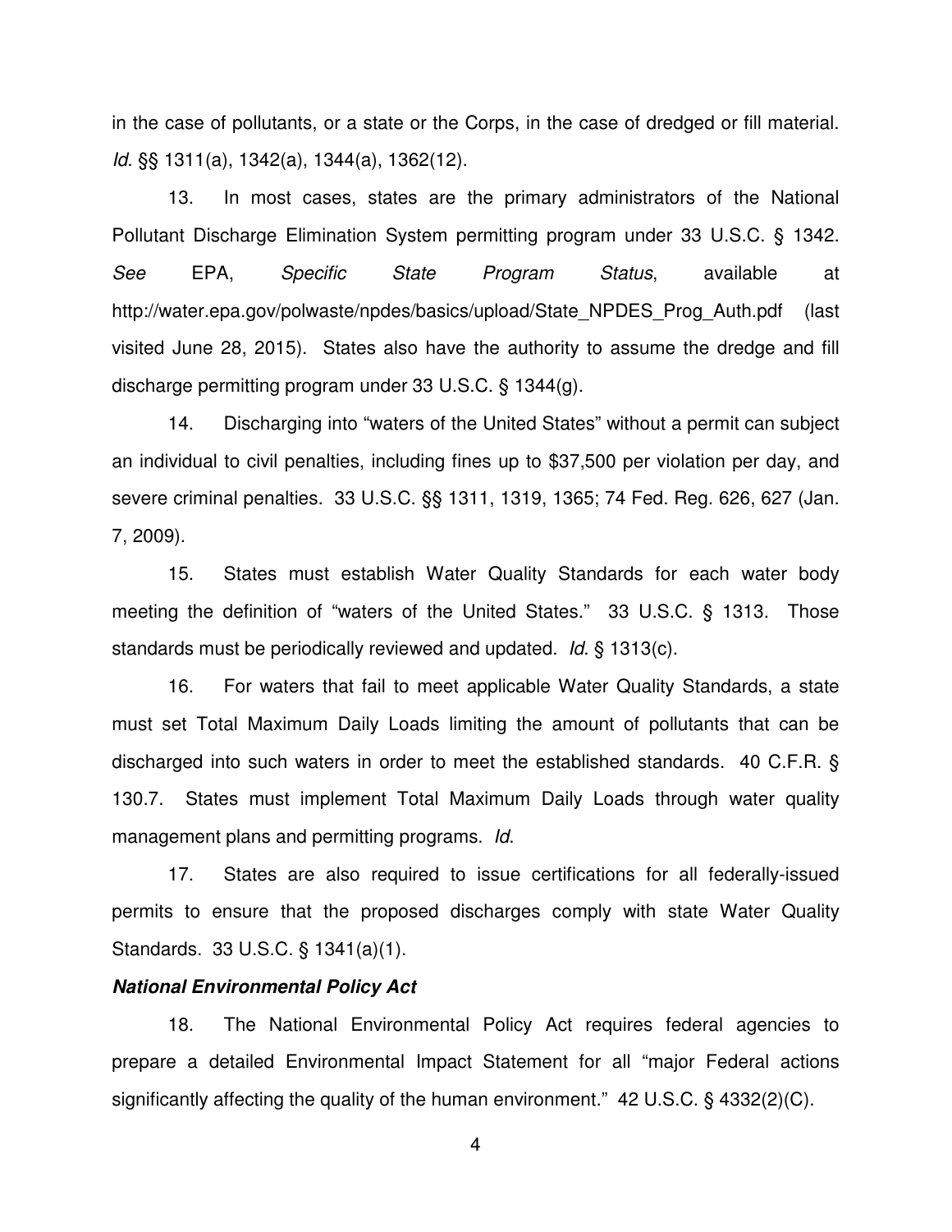in the case of pollutants, or a state or the Corps, in the case of dredged or fill material. *Id*. §§ 1311(a), 1342(a), 1344(a), 1362(12).

13. In most cases, states are the primary administrators of the National Pollutant Discharge Elimination System permitting program under 33 U.S.C. § 1342. *See* EPA, *Specific State Program Status*, available at http://water.epa.gov/polwaste/npdes/basics/upload/State_NPDES_Prog_Auth.pdf (last visited June 28, 2015). States also have the authority to assume the dredge and fill discharge permitting program under 33 U.S.C. § 1344(g).

14. Discharging into "waters of the United States" without a permit can subject an individual to civil penalties, including fines up to $37,500 per violation per day, and severe criminal penalties. 33 U.S.C. §§ 1311, 1319, 1365; 74 Fed. Reg. 626, 627 (Jan. 7, 2009).

15. States must establish Water Quality Standards for each water body meeting the definition of "waters of the United States." 33 U.S.C. § 1313. Those standards must be periodically reviewed and updated. *Id*. § 1313(c).

16. For waters that fail to meet applicable Water Quality Standards, a state must set Total Maximum Daily Loads limiting the amount of pollutants that can be discharged into such waters in order to meet the established standards. 40 C.F.R. § 130.7. States must implement Total Maximum Daily Loads through water quality management plans and permitting programs. *Id*.

17. States are also required to issue certifications for all federally-issued permits to ensure that the proposed discharges comply with state Water Quality Standards. 33 U.S.C. § 1341(a)(1).

***National Environmental Policy Act***

18. The National Environmental Policy Act requires federal agencies to prepare a detailed Environmental Impact Statement for all "major Federal actions significantly affecting the quality of the human environment." 42 U.S.C. § 4332(2)(C).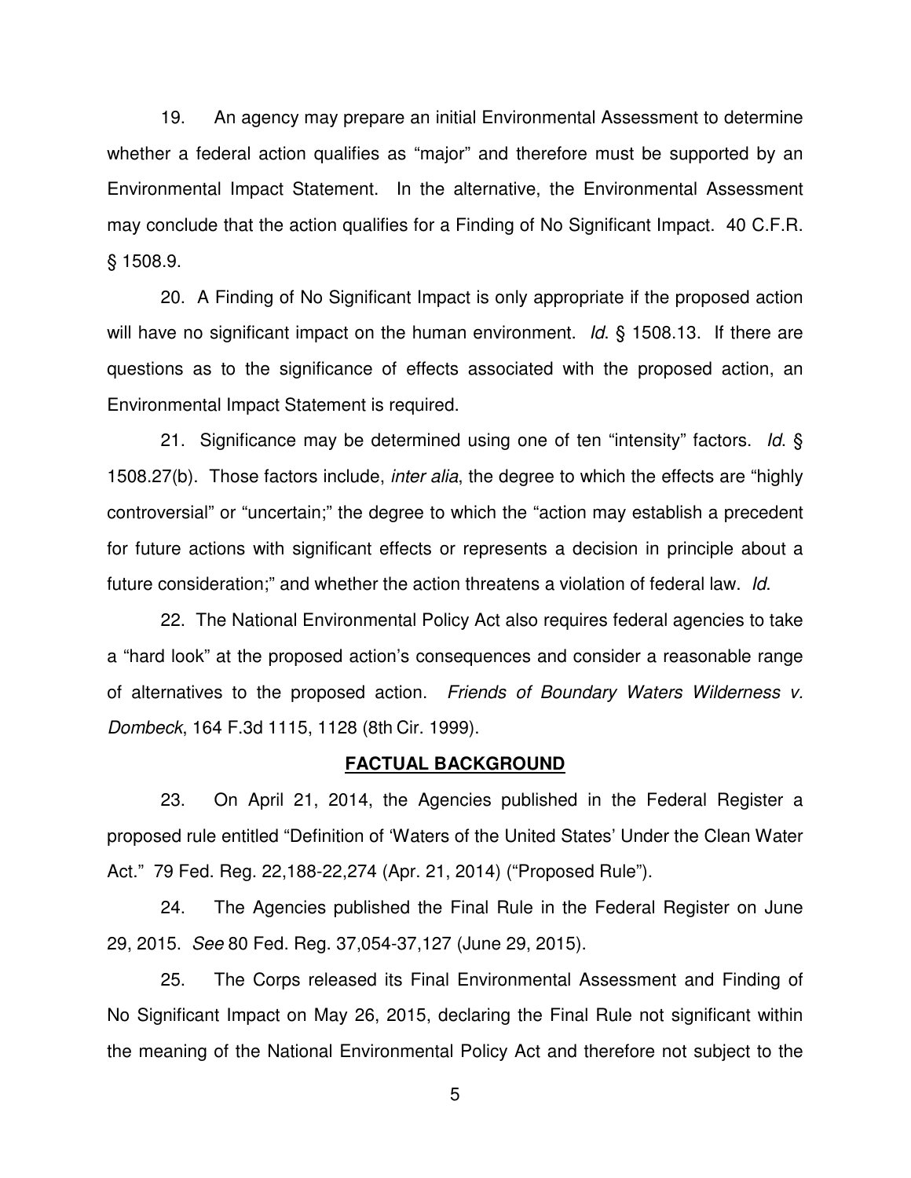19. An agency may prepare an initial Environmental Assessment to determine whether a federal action qualifies as "major" and therefore must be supported by an Environmental Impact Statement. In the alternative, the Environmental Assessment may conclude that the action qualifies for a Finding of No Significant Impact. 40 C.F.R. § 1508.9.

20. A Finding of No Significant Impact is only appropriate if the proposed action will have no significant impact on the human environment. *Id*. § 1508.13. If there are questions as to the significance of effects associated with the proposed action, an Environmental Impact Statement is required.

21. Significance may be determined using one of ten "intensity" factors. *Id*. § 1508.27(b). Those factors include, *inter alia*, the degree to which the effects are "highly controversial" or "uncertain;" the degree to which the "action may establish a precedent for future actions with significant effects or represents a decision in principle about a future consideration;" and whether the action threatens a violation of federal law. *Id*.

22. The National Environmental Policy Act also requires federal agencies to take a "hard look" at the proposed action's consequences and consider a reasonable range of alternatives to the proposed action. *Friends of Boundary Waters Wilderness v. Dombeck*, 164 F.3d 1115, 1128 (8th Cir. 1999).

## **FACTUAL BACKGROUND**

23. On April 21, 2014, the Agencies published in the Federal Register a proposed rule entitled "Definition of 'Waters of the United States' Under the Clean Water Act." 79 Fed. Reg. 22,188-22,274 (Apr. 21, 2014) ("Proposed Rule").

24. The Agencies published the Final Rule in the Federal Register on June 29, 2015. *See* 80 Fed. Reg. 37,054-37,127 (June 29, 2015).

25. The Corps released its Final Environmental Assessment and Finding of No Significant Impact on May 26, 2015, declaring the Final Rule not significant within the meaning of the National Environmental Policy Act and therefore not subject to the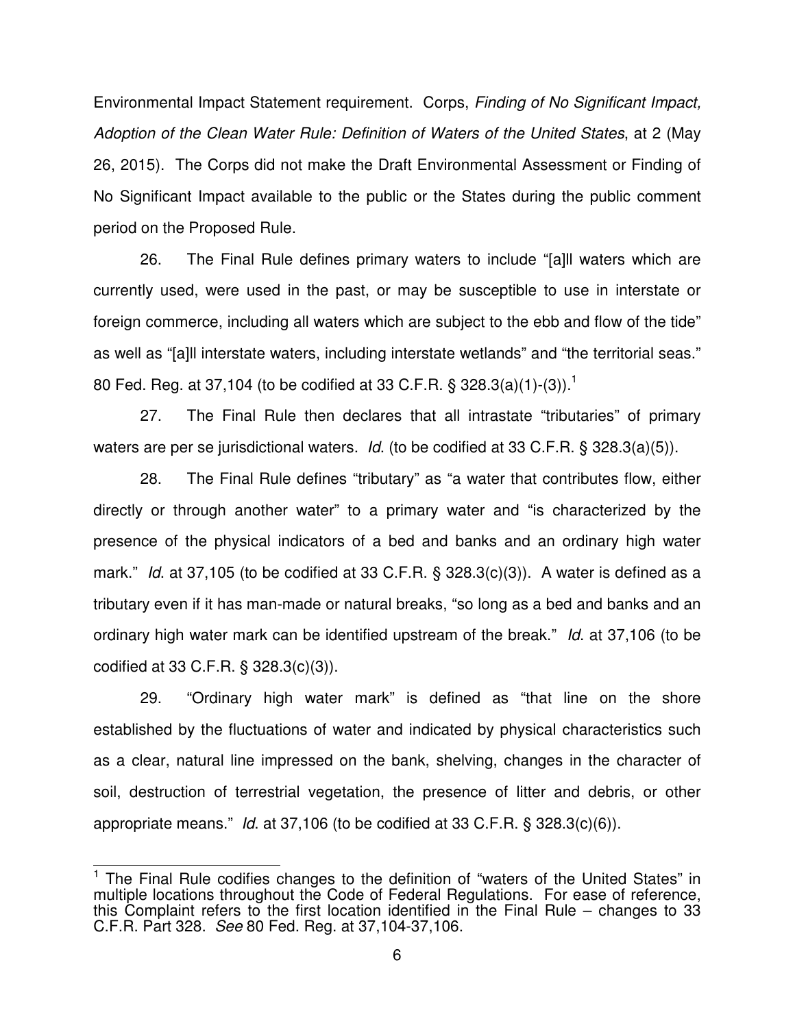Environmental Impact Statement requirement. Corps, *Finding of No Significant Impact, Adoption of the Clean Water Rule: Definition of Waters of the United States*, at 2 (May 26, 2015). The Corps did not make the Draft Environmental Assessment or Finding of No Significant Impact available to the public or the States during the public comment period on the Proposed Rule.

26. The Final Rule defines primary waters to include "[a]ll waters which are currently used, were used in the past, or may be susceptible to use in interstate or foreign commerce, including all waters which are subject to the ebb and flow of the tide" as well as "[a]ll interstate waters, including interstate wetlands" and "the territorial seas." 80 Fed. Reg. at 37,104 (to be codified at 33 C.F.R. § 328.3(a)(1)-(3)).[1]

27. The Final Rule then declares that all intrastate "tributaries" of primary waters are per se jurisdictional waters. *Id*. (to be codified at 33 C.F.R. § 328.3(a)(5)).

28. The Final Rule defines "tributary" as "a water that contributes flow, either directly or through another water" to a primary water and "is characterized by the presence of the physical indicators of a bed and banks and an ordinary high water mark." *Id*. at 37,105 (to be codified at 33 C.F.R. § 328.3(c)(3)). A water is defined as a tributary even if it has man-made or natural breaks, "so long as a bed and banks and an ordinary high water mark can be identified upstream of the break." *Id*. at 37,106 (to be codified at 33 C.F.R. § 328.3(c)(3)).

29. "Ordinary high water mark" is defined as "that line on the shore established by the fluctuations of water and indicated by physical characteristics such as a clear, natural line impressed on the bank, shelving, changes in the character of soil, destruction of terrestrial vegetation, the presence of litter and debris, or other appropriate means." *Id*. at 37,106 (to be codified at 33 C.F.R. § 328.3(c)(6)).

---

[1] The Final Rule codifies changes to the definition of "waters of the United States" in multiple locations throughout the Code of Federal Regulations. For ease of reference, this Complaint refers to the first location identified in the Final Rule – changes to 33 C.F.R. Part 328. *See* 80 Fed. Reg. at 37,104-37,106.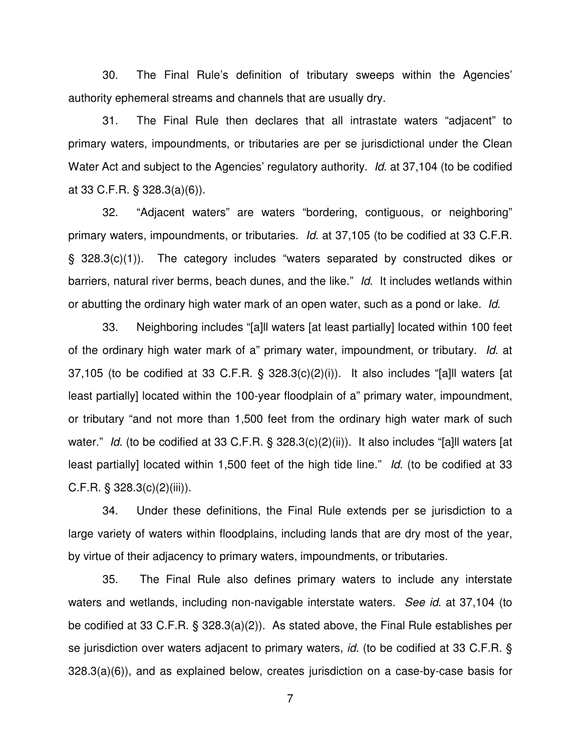30. The Final Rule's definition of tributary sweeps within the Agencies' authority ephemeral streams and channels that are usually dry.

31. The Final Rule then declares that all intrastate waters "adjacent" to primary waters, impoundments, or tributaries are per se jurisdictional under the Clean Water Act and subject to the Agencies' regulatory authority. *Id*. at 37,104 (to be codified at 33 C.F.R. § 328.3(a)(6)).

32. "Adjacent waters" are waters "bordering, contiguous, or neighboring" primary waters, impoundments, or tributaries. *Id*. at 37,105 (to be codified at 33 C.F.R. § 328.3(c)(1)). The category includes "waters separated by constructed dikes or barriers, natural river berms, beach dunes, and the like." *Id*. It includes wetlands within or abutting the ordinary high water mark of an open water, such as a pond or lake. *Id*.

33. Neighboring includes "[a]ll waters [at least partially] located within 100 feet of the ordinary high water mark of a" primary water, impoundment, or tributary. *Id*. at 37,105 (to be codified at 33 C.F.R. § 328.3(c)(2)(i)). It also includes "[a]ll waters [at least partially] located within the 100-year floodplain of a" primary water, impoundment, or tributary "and not more than 1,500 feet from the ordinary high water mark of such water." *Id*. (to be codified at 33 C.F.R. § 328.3(c)(2)(ii)). It also includes "[a]ll waters [at least partially] located within 1,500 feet of the high tide line." *Id*. (to be codified at 33 C.F.R. § 328.3(c)(2)(iii)).

34. Under these definitions, the Final Rule extends per se jurisdiction to a large variety of waters within floodplains, including lands that are dry most of the year, by virtue of their adjacency to primary waters, impoundments, or tributaries.

35. The Final Rule also defines primary waters to include any interstate waters and wetlands, including non-navigable interstate waters. *See id*. at 37,104 (to be codified at 33 C.F.R. § 328.3(a)(2)). As stated above, the Final Rule establishes per se jurisdiction over waters adjacent to primary waters, *id*. (to be codified at 33 C.F.R. § 328.3(a)(6)), and as explained below, creates jurisdiction on a case-by-case basis for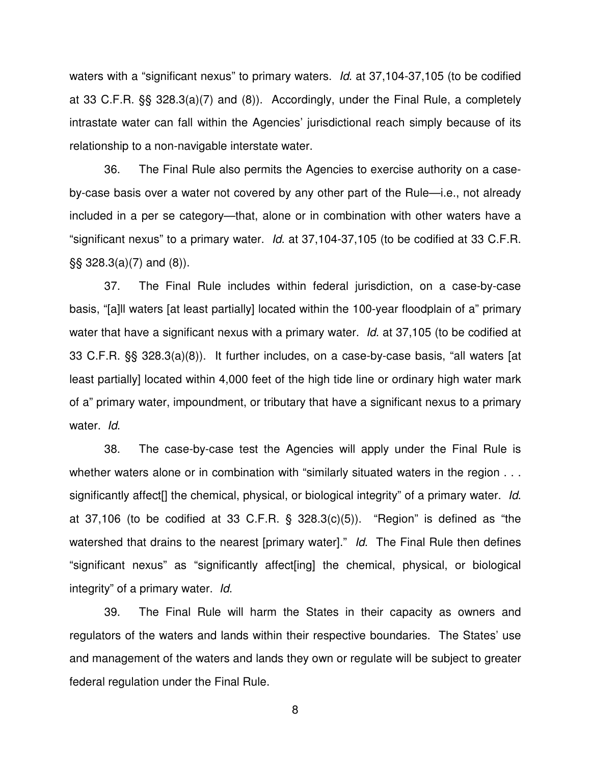waters with a "significant nexus" to primary waters. *Id*. at 37,104-37,105 (to be codified at 33 C.F.R. §§ 328.3(a)(7) and (8)). Accordingly, under the Final Rule, a completely intrastate water can fall within the Agencies' jurisdictional reach simply because of its relationship to a non-navigable interstate water.

36. The Final Rule also permits the Agencies to exercise authority on a case-by-case basis over a water not covered by any other part of the Rule—i.e., not already included in a per se category—that, alone or in combination with other waters have a "significant nexus" to a primary water. *Id*. at 37,104-37,105 (to be codified at 33 C.F.R. §§ 328.3(a)(7) and (8)).

37. The Final Rule includes within federal jurisdiction, on a case-by-case basis, "[a]ll waters [at least partially] located within the 100-year floodplain of a" primary water that have a significant nexus with a primary water. *Id*. at 37,105 (to be codified at 33 C.F.R. §§ 328.3(a)(8)). It further includes, on a case-by-case basis, "all waters [at least partially] located within 4,000 feet of the high tide line or ordinary high water mark of a" primary water, impoundment, or tributary that have a significant nexus to a primary water. *Id*.

38. The case-by-case test the Agencies will apply under the Final Rule is whether waters alone or in combination with "similarly situated waters in the region . . . significantly affect[] the chemical, physical, or biological integrity" of a primary water. *Id*. at 37,106 (to be codified at 33 C.F.R. § 328.3(c)(5)). "Region" is defined as "the watershed that drains to the nearest [primary water]." *Id*. The Final Rule then defines "significant nexus" as "significantly affect[ing] the chemical, physical, or biological integrity" of a primary water. *Id*.

39. The Final Rule will harm the States in their capacity as owners and regulators of the waters and lands within their respective boundaries. The States' use and management of the waters and lands they own or regulate will be subject to greater federal regulation under the Final Rule.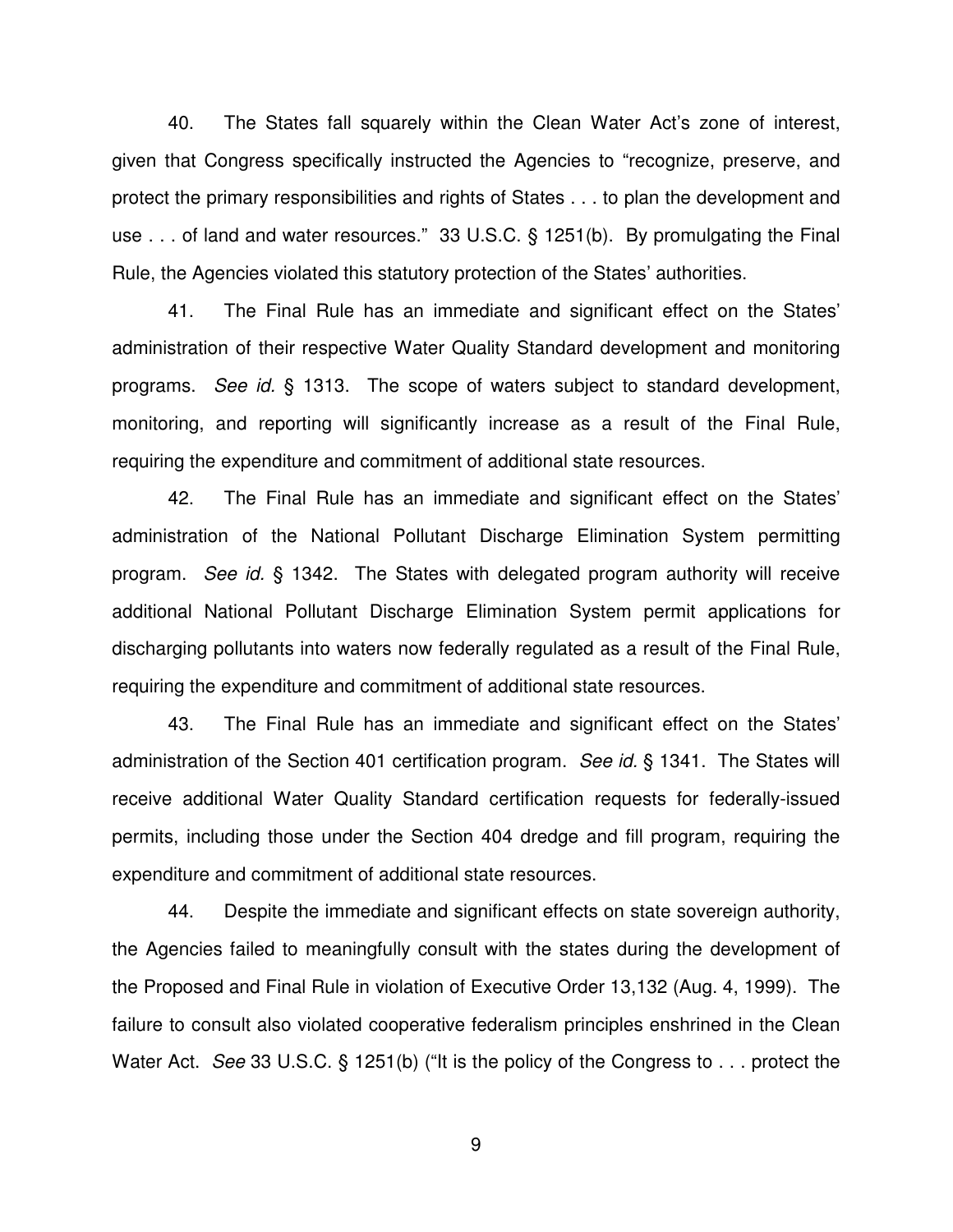40. The States fall squarely within the Clean Water Act's zone of interest, given that Congress specifically instructed the Agencies to "recognize, preserve, and protect the primary responsibilities and rights of States . . . to plan the development and use . . . of land and water resources." 33 U.S.C. § 1251(b). By promulgating the Final Rule, the Agencies violated this statutory protection of the States' authorities.

41. The Final Rule has an immediate and significant effect on the States' administration of their respective Water Quality Standard development and monitoring programs. *See id.* § 1313. The scope of waters subject to standard development, monitoring, and reporting will significantly increase as a result of the Final Rule, requiring the expenditure and commitment of additional state resources.

42. The Final Rule has an immediate and significant effect on the States' administration of the National Pollutant Discharge Elimination System permitting program. *See id.* § 1342. The States with delegated program authority will receive additional National Pollutant Discharge Elimination System permit applications for discharging pollutants into waters now federally regulated as a result of the Final Rule, requiring the expenditure and commitment of additional state resources.

43. The Final Rule has an immediate and significant effect on the States' administration of the Section 401 certification program. *See id.* § 1341. The States will receive additional Water Quality Standard certification requests for federally-issued permits, including those under the Section 404 dredge and fill program, requiring the expenditure and commitment of additional state resources.

44. Despite the immediate and significant effects on state sovereign authority, the Agencies failed to meaningfully consult with the states during the development of the Proposed and Final Rule in violation of Executive Order 13,132 (Aug. 4, 1999). The failure to consult also violated cooperative federalism principles enshrined in the Clean Water Act. *See* 33 U.S.C. § 1251(b) ("It is the policy of the Congress to . . . protect the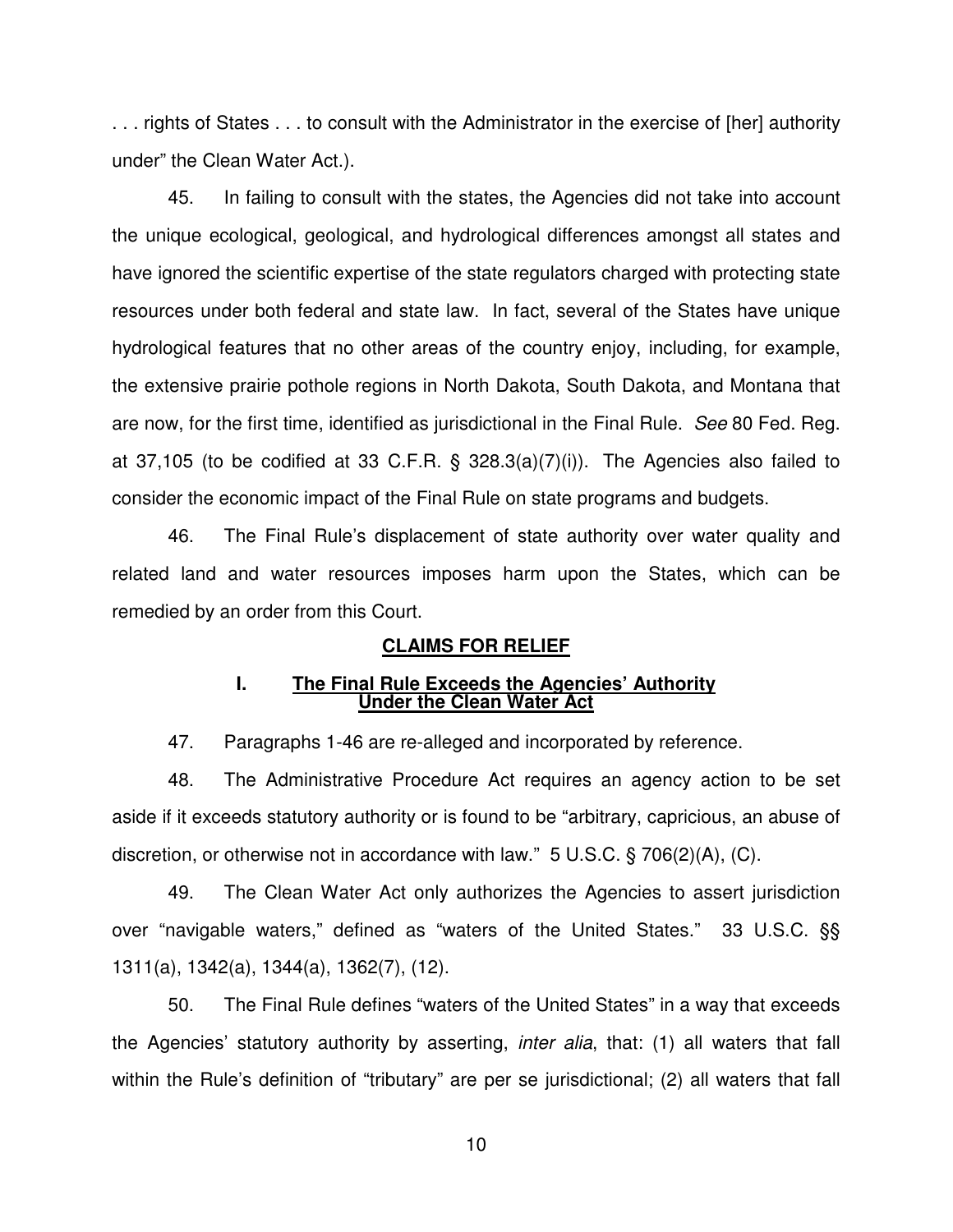. . . rights of States . . . to consult with the Administrator in the exercise of [her] authority under" the Clean Water Act.).

45. In failing to consult with the states, the Agencies did not take into account the unique ecological, geological, and hydrological differences amongst all states and have ignored the scientific expertise of the state regulators charged with protecting state resources under both federal and state law. In fact, several of the States have unique hydrological features that no other areas of the country enjoy, including, for example, the extensive prairie pothole regions in North Dakota, South Dakota, and Montana that are now, for the first time, identified as jurisdictional in the Final Rule. *See* 80 Fed. Reg. at 37,105 (to be codified at 33 C.F.R. § 328.3(a)(7)(i)). The Agencies also failed to consider the economic impact of the Final Rule on state programs and budgets.

46. The Final Rule's displacement of state authority over water quality and related land and water resources imposes harm upon the States, which can be remedied by an order from this Court.

## CLAIMS FOR RELIEF

### I. The Final Rule Exceeds the Agencies' Authority Under the Clean Water Act

47. Paragraphs 1-46 are re-alleged and incorporated by reference.

48. The Administrative Procedure Act requires an agency action to be set aside if it exceeds statutory authority or is found to be "arbitrary, capricious, an abuse of discretion, or otherwise not in accordance with law." 5 U.S.C. § 706(2)(A), (C).

49. The Clean Water Act only authorizes the Agencies to assert jurisdiction over "navigable waters," defined as "waters of the United States." 33 U.S.C. §§ 1311(a), 1342(a), 1344(a), 1362(7), (12).

50. The Final Rule defines "waters of the United States" in a way that exceeds the Agencies' statutory authority by asserting, *inter alia*, that: (1) all waters that fall within the Rule's definition of "tributary" are per se jurisdictional; (2) all waters that fall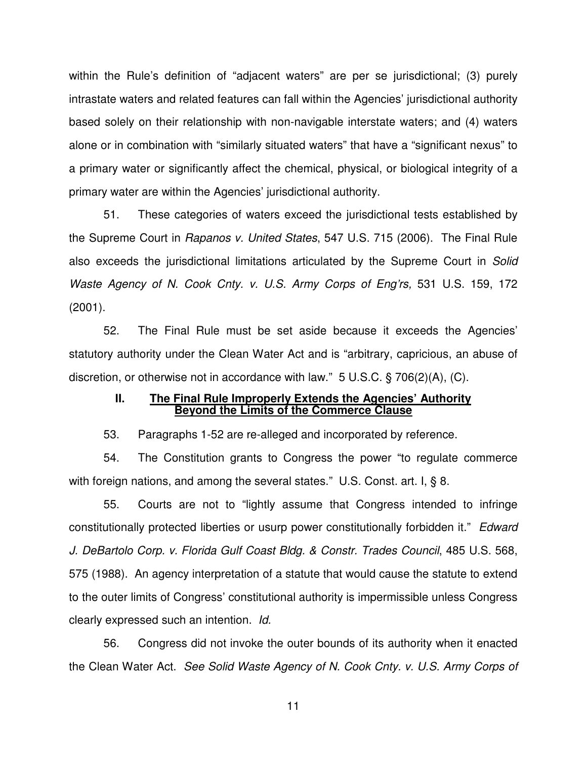within the Rule's definition of "adjacent waters" are per se jurisdictional; (3) purely intrastate waters and related features can fall within the Agencies' jurisdictional authority based solely on their relationship with non-navigable interstate waters; and (4) waters alone or in combination with "similarly situated waters" that have a "significant nexus" to a primary water or significantly affect the chemical, physical, or biological integrity of a primary water are within the Agencies' jurisdictional authority.

51. These categories of waters exceed the jurisdictional tests established by the Supreme Court in *Rapanos v. United States*, 547 U.S. 715 (2006). The Final Rule also exceeds the jurisdictional limitations articulated by the Supreme Court in *Solid Waste Agency of N. Cook Cnty. v. U.S. Army Corps of Eng'rs,* 531 U.S. 159, 172 (2001).

52. The Final Rule must be set aside because it exceeds the Agencies' statutory authority under the Clean Water Act and is "arbitrary, capricious, an abuse of discretion, or otherwise not in accordance with law." 5 U.S.C. § 706(2)(A), (C).

## II. The Final Rule Improperly Extends the Agencies' Authority Beyond the Limits of the Commerce Clause

53. Paragraphs 1-52 are re-alleged and incorporated by reference.

54. The Constitution grants to Congress the power "to regulate commerce with foreign nations, and among the several states." U.S. Const. art. I, § 8.

55. Courts are not to "lightly assume that Congress intended to infringe constitutionally protected liberties or usurp power constitutionally forbidden it." *Edward J. DeBartolo Corp. v. Florida Gulf Coast Bldg. & Constr. Trades Council*, 485 U.S. 568, 575 (1988). An agency interpretation of a statute that would cause the statute to extend to the outer limits of Congress' constitutional authority is impermissible unless Congress clearly expressed such an intention. *Id.*

56. Congress did not invoke the outer bounds of its authority when it enacted the Clean Water Act. *See Solid Waste Agency of N. Cook Cnty. v. U.S. Army Corps of*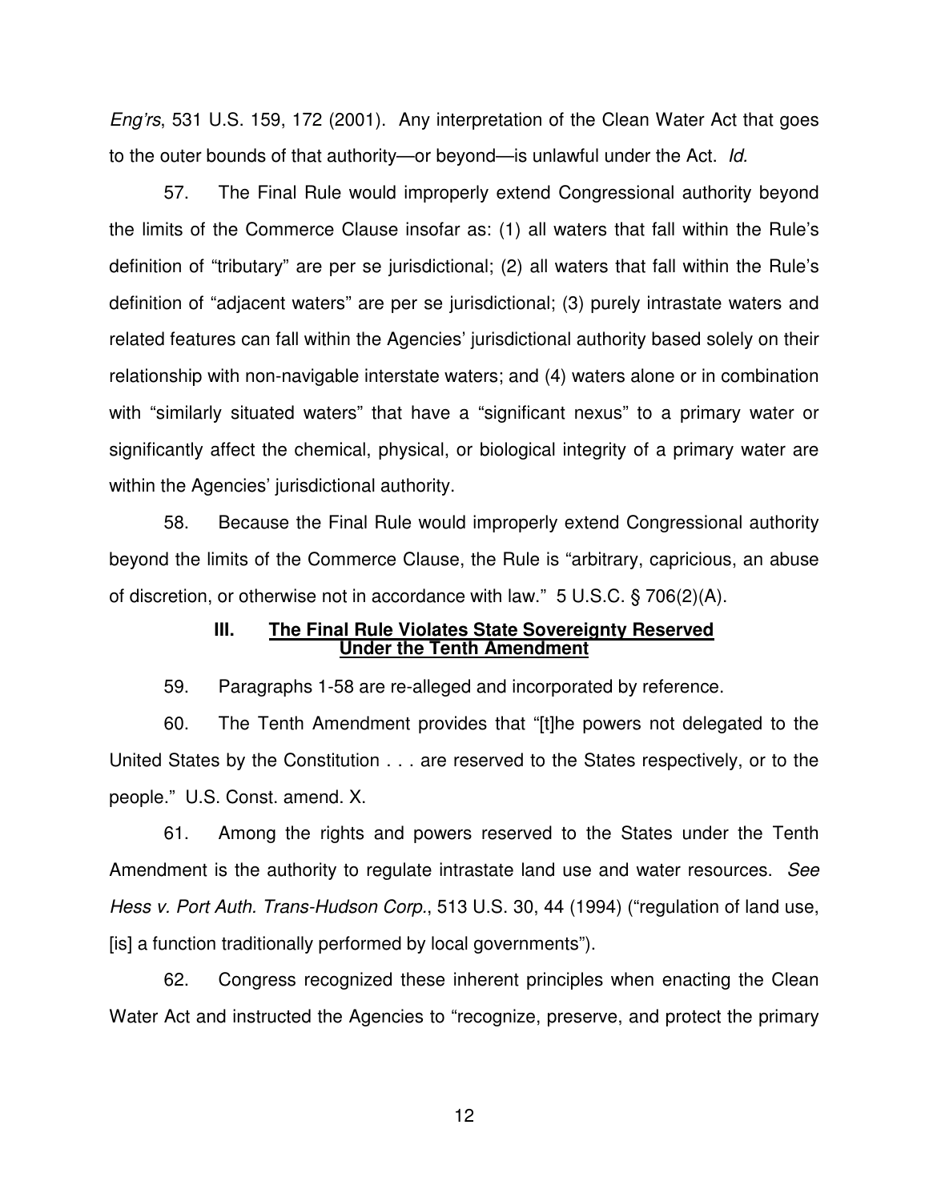*Eng'rs*, 531 U.S. 159, 172 (2001). Any interpretation of the Clean Water Act that goes to the outer bounds of that authority—or beyond—is unlawful under the Act. *Id.*

57. The Final Rule would improperly extend Congressional authority beyond the limits of the Commerce Clause insofar as: (1) all waters that fall within the Rule's definition of "tributary" are per se jurisdictional; (2) all waters that fall within the Rule's definition of "adjacent waters" are per se jurisdictional; (3) purely intrastate waters and related features can fall within the Agencies' jurisdictional authority based solely on their relationship with non-navigable interstate waters; and (4) waters alone or in combination with "similarly situated waters" that have a "significant nexus" to a primary water or significantly affect the chemical, physical, or biological integrity of a primary water are within the Agencies' jurisdictional authority.

58. Because the Final Rule would improperly extend Congressional authority beyond the limits of the Commerce Clause, the Rule is "arbitrary, capricious, an abuse of discretion, or otherwise not in accordance with law." 5 U.S.C. § 706(2)(A).

## III. <u>The Final Rule Violates State Sovereignty Reserved Under the Tenth Amendment</u>

59. Paragraphs 1-58 are re-alleged and incorporated by reference.

60. The Tenth Amendment provides that "[t]he powers not delegated to the United States by the Constitution . . . are reserved to the States respectively, or to the people." U.S. Const. amend. X.

61. Among the rights and powers reserved to the States under the Tenth Amendment is the authority to regulate intrastate land use and water resources. *See Hess v. Port Auth. Trans-Hudson Corp.*, 513 U.S. 30, 44 (1994) ("regulation of land use, [is] a function traditionally performed by local governments").

62. Congress recognized these inherent principles when enacting the Clean Water Act and instructed the Agencies to "recognize, preserve, and protect the primary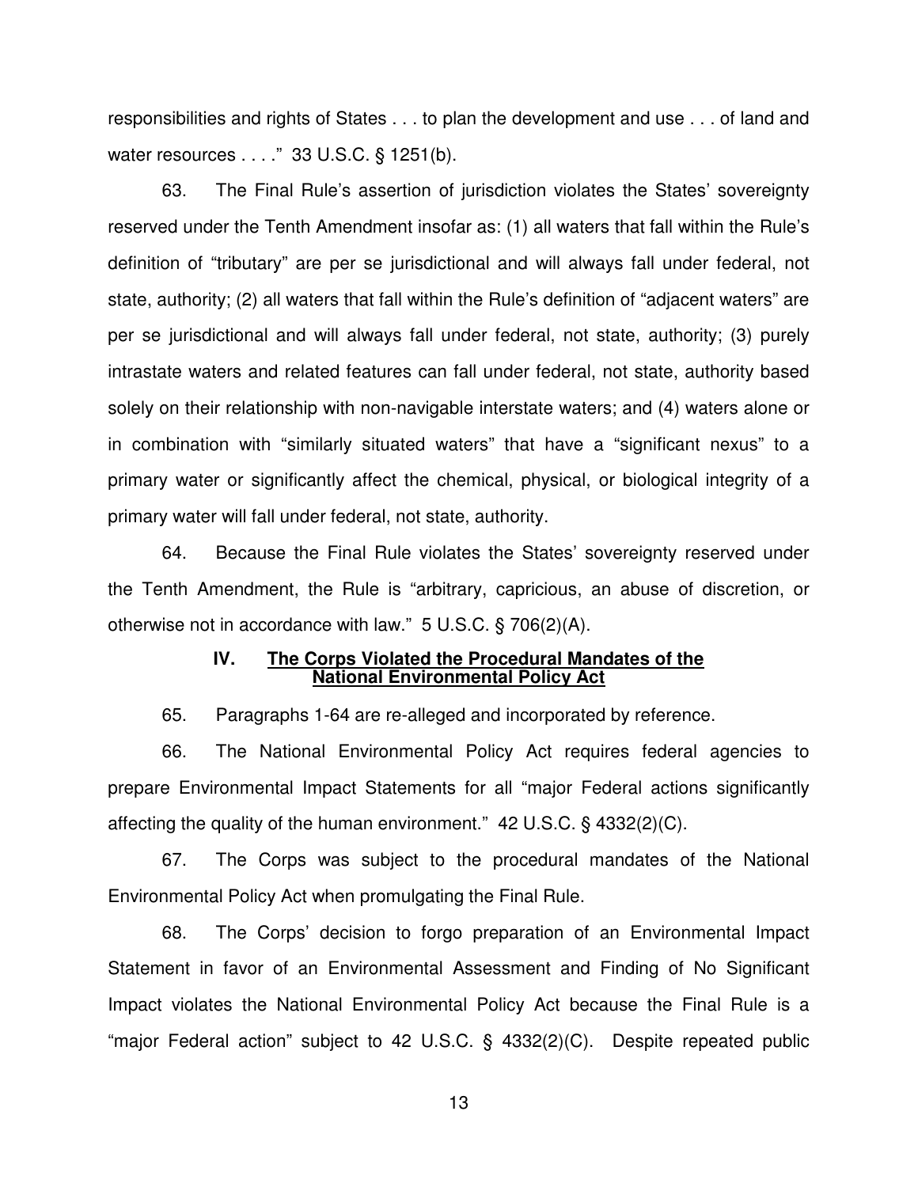responsibilities and rights of States . . . to plan the development and use . . . of land and water resources . . . ." 33 U.S.C. § 1251(b).

63. The Final Rule's assertion of jurisdiction violates the States' sovereignty reserved under the Tenth Amendment insofar as: (1) all waters that fall within the Rule's definition of "tributary" are per se jurisdictional and will always fall under federal, not state, authority; (2) all waters that fall within the Rule's definition of "adjacent waters" are per se jurisdictional and will always fall under federal, not state, authority; (3) purely intrastate waters and related features can fall under federal, not state, authority based solely on their relationship with non-navigable interstate waters; and (4) waters alone or in combination with "similarly situated waters" that have a "significant nexus" to a primary water or significantly affect the chemical, physical, or biological integrity of a primary water will fall under federal, not state, authority.

64. Because the Final Rule violates the States' sovereignty reserved under the Tenth Amendment, the Rule is "arbitrary, capricious, an abuse of discretion, or otherwise not in accordance with law." 5 U.S.C. § 706(2)(A).

## IV. The Corps Violated the Procedural Mandates of the National Environmental Policy Act

65. Paragraphs 1-64 are re-alleged and incorporated by reference.

66. The National Environmental Policy Act requires federal agencies to prepare Environmental Impact Statements for all "major Federal actions significantly affecting the quality of the human environment." 42 U.S.C. § 4332(2)(C).

67. The Corps was subject to the procedural mandates of the National Environmental Policy Act when promulgating the Final Rule.

68. The Corps' decision to forgo preparation of an Environmental Impact Statement in favor of an Environmental Assessment and Finding of No Significant Impact violates the National Environmental Policy Act because the Final Rule is a "major Federal action" subject to 42 U.S.C. § 4332(2)(C). Despite repeated public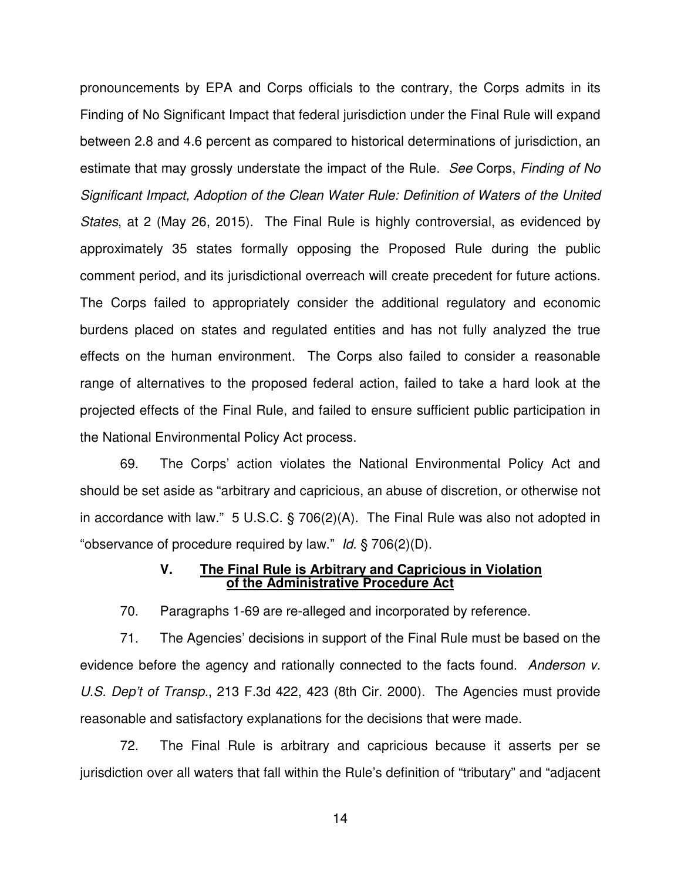pronouncements by EPA and Corps officials to the contrary, the Corps admits in its Finding of No Significant Impact that federal jurisdiction under the Final Rule will expand between 2.8 and 4.6 percent as compared to historical determinations of jurisdiction, an estimate that may grossly understate the impact of the Rule. *See* Corps, *Finding of No Significant Impact, Adoption of the Clean Water Rule: Definition of Waters of the United States*, at 2 (May 26, 2015). The Final Rule is highly controversial, as evidenced by approximately 35 states formally opposing the Proposed Rule during the public comment period, and its jurisdictional overreach will create precedent for future actions. The Corps failed to appropriately consider the additional regulatory and economic burdens placed on states and regulated entities and has not fully analyzed the true effects on the human environment. The Corps also failed to consider a reasonable range of alternatives to the proposed federal action, failed to take a hard look at the projected effects of the Final Rule, and failed to ensure sufficient public participation in the National Environmental Policy Act process.

69. The Corps' action violates the National Environmental Policy Act and should be set aside as "arbitrary and capricious, an abuse of discretion, or otherwise not in accordance with law." 5 U.S.C. § 706(2)(A). The Final Rule was also not adopted in "observance of procedure required by law." *Id.* § 706(2)(D).

## V. The Final Rule is Arbitrary and Capricious in Violation of the Administrative Procedure Act

70. Paragraphs 1-69 are re-alleged and incorporated by reference.

71. The Agencies' decisions in support of the Final Rule must be based on the evidence before the agency and rationally connected to the facts found. *Anderson v. U.S. Dep't of Transp.*, 213 F.3d 422, 423 (8th Cir. 2000). The Agencies must provide reasonable and satisfactory explanations for the decisions that were made.

72. The Final Rule is arbitrary and capricious because it asserts per se jurisdiction over all waters that fall within the Rule's definition of "tributary" and "adjacent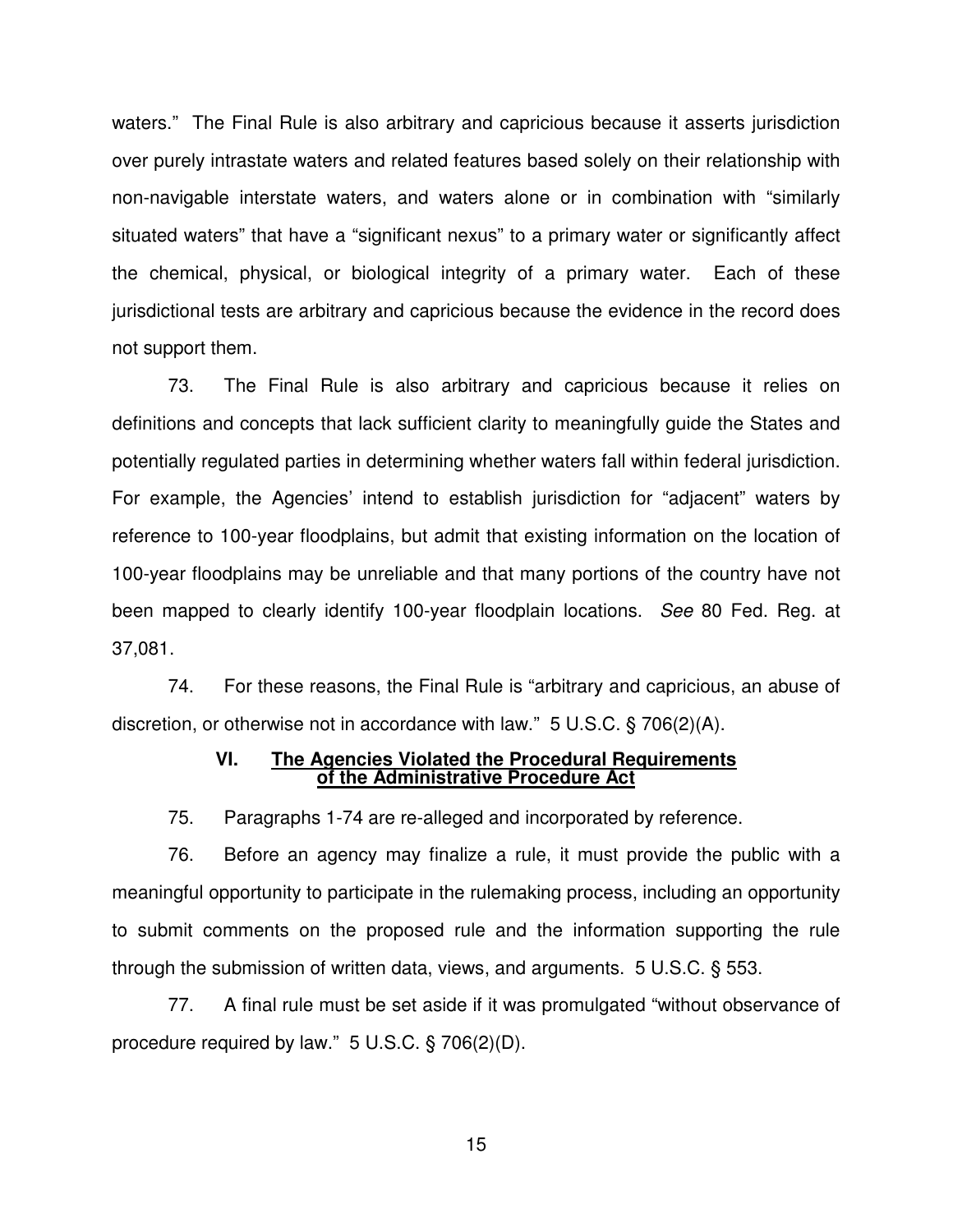waters." The Final Rule is also arbitrary and capricious because it asserts jurisdiction over purely intrastate waters and related features based solely on their relationship with non-navigable interstate waters, and waters alone or in combination with "similarly situated waters" that have a "significant nexus" to a primary water or significantly affect the chemical, physical, or biological integrity of a primary water. Each of these jurisdictional tests are arbitrary and capricious because the evidence in the record does not support them.

73. The Final Rule is also arbitrary and capricious because it relies on definitions and concepts that lack sufficient clarity to meaningfully guide the States and potentially regulated parties in determining whether waters fall within federal jurisdiction. For example, the Agencies' intend to establish jurisdiction for "adjacent" waters by reference to 100-year floodplains, but admit that existing information on the location of 100-year floodplains may be unreliable and that many portions of the country have not been mapped to clearly identify 100-year floodplain locations. *See* 80 Fed. Reg. at 37,081.

74. For these reasons, the Final Rule is "arbitrary and capricious, an abuse of discretion, or otherwise not in accordance with law." 5 U.S.C. § 706(2)(A).

## VI. The Agencies Violated the Procedural Requirements of the Administrative Procedure Act

75. Paragraphs 1-74 are re-alleged and incorporated by reference.

76. Before an agency may finalize a rule, it must provide the public with a meaningful opportunity to participate in the rulemaking process, including an opportunity to submit comments on the proposed rule and the information supporting the rule through the submission of written data, views, and arguments. 5 U.S.C. § 553.

77. A final rule must be set aside if it was promulgated "without observance of procedure required by law." 5 U.S.C. § 706(2)(D).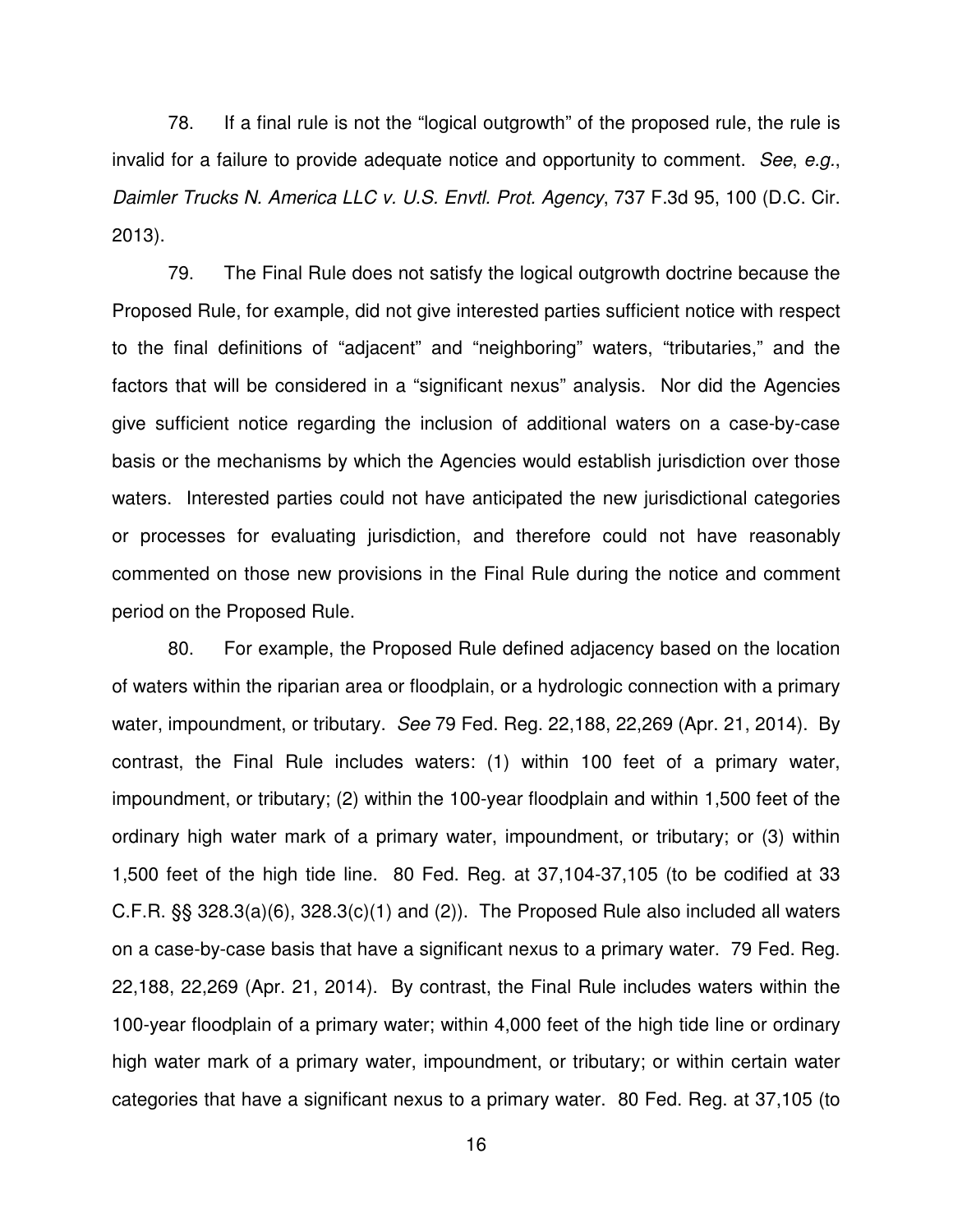78. If a final rule is not the "logical outgrowth" of the proposed rule, the rule is invalid for a failure to provide adequate notice and opportunity to comment. *See*, *e.g.*, *Daimler Trucks N. America LLC v. U.S. Envtl. Prot. Agency*, 737 F.3d 95, 100 (D.C. Cir. 2013).

79. The Final Rule does not satisfy the logical outgrowth doctrine because the Proposed Rule, for example, did not give interested parties sufficient notice with respect to the final definitions of "adjacent" and "neighboring" waters, "tributaries," and the factors that will be considered in a "significant nexus" analysis. Nor did the Agencies give sufficient notice regarding the inclusion of additional waters on a case-by-case basis or the mechanisms by which the Agencies would establish jurisdiction over those waters. Interested parties could not have anticipated the new jurisdictional categories or processes for evaluating jurisdiction, and therefore could not have reasonably commented on those new provisions in the Final Rule during the notice and comment period on the Proposed Rule.

80. For example, the Proposed Rule defined adjacency based on the location of waters within the riparian area or floodplain, or a hydrologic connection with a primary water, impoundment, or tributary. *See* 79 Fed. Reg. 22,188, 22,269 (Apr. 21, 2014). By contrast, the Final Rule includes waters: (1) within 100 feet of a primary water, impoundment, or tributary; (2) within the 100-year floodplain and within 1,500 feet of the ordinary high water mark of a primary water, impoundment, or tributary; or (3) within 1,500 feet of the high tide line. 80 Fed. Reg. at 37,104-37,105 (to be codified at 33 C.F.R. §§ 328.3(a)(6), 328.3(c)(1) and (2)). The Proposed Rule also included all waters on a case-by-case basis that have a significant nexus to a primary water. 79 Fed. Reg. 22,188, 22,269 (Apr. 21, 2014). By contrast, the Final Rule includes waters within the 100-year floodplain of a primary water; within 4,000 feet of the high tide line or ordinary high water mark of a primary water, impoundment, or tributary; or within certain water categories that have a significant nexus to a primary water. 80 Fed. Reg. at 37,105 (to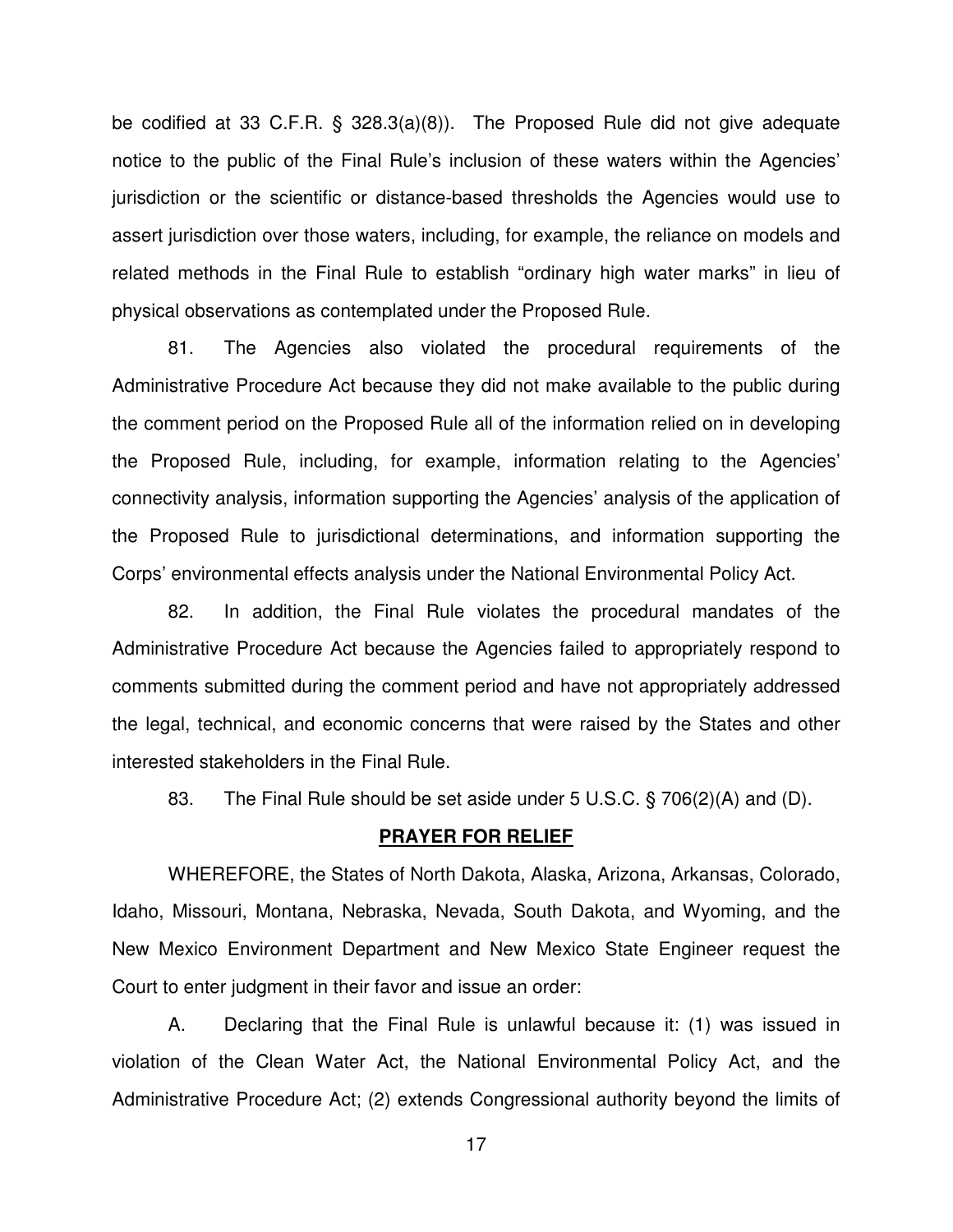be codified at 33 C.F.R. § 328.3(a)(8)). The Proposed Rule did not give adequate notice to the public of the Final Rule's inclusion of these waters within the Agencies' jurisdiction or the scientific or distance-based thresholds the Agencies would use to assert jurisdiction over those waters, including, for example, the reliance on models and related methods in the Final Rule to establish "ordinary high water marks" in lieu of physical observations as contemplated under the Proposed Rule.

81. The Agencies also violated the procedural requirements of the Administrative Procedure Act because they did not make available to the public during the comment period on the Proposed Rule all of the information relied on in developing the Proposed Rule, including, for example, information relating to the Agencies' connectivity analysis, information supporting the Agencies' analysis of the application of the Proposed Rule to jurisdictional determinations, and information supporting the Corps' environmental effects analysis under the National Environmental Policy Act.

82. In addition, the Final Rule violates the procedural mandates of the Administrative Procedure Act because the Agencies failed to appropriately respond to comments submitted during the comment period and have not appropriately addressed the legal, technical, and economic concerns that were raised by the States and other interested stakeholders in the Final Rule.

83. The Final Rule should be set aside under 5 U.S.C. § 706(2)(A) and (D).

**PRAYER FOR RELIEF**

WHEREFORE, the States of North Dakota, Alaska, Arizona, Arkansas, Colorado, Idaho, Missouri, Montana, Nebraska, Nevada, South Dakota, and Wyoming, and the New Mexico Environment Department and New Mexico State Engineer request the Court to enter judgment in their favor and issue an order:

A. Declaring that the Final Rule is unlawful because it: (1) was issued in violation of the Clean Water Act, the National Environmental Policy Act, and the Administrative Procedure Act; (2) extends Congressional authority beyond the limits of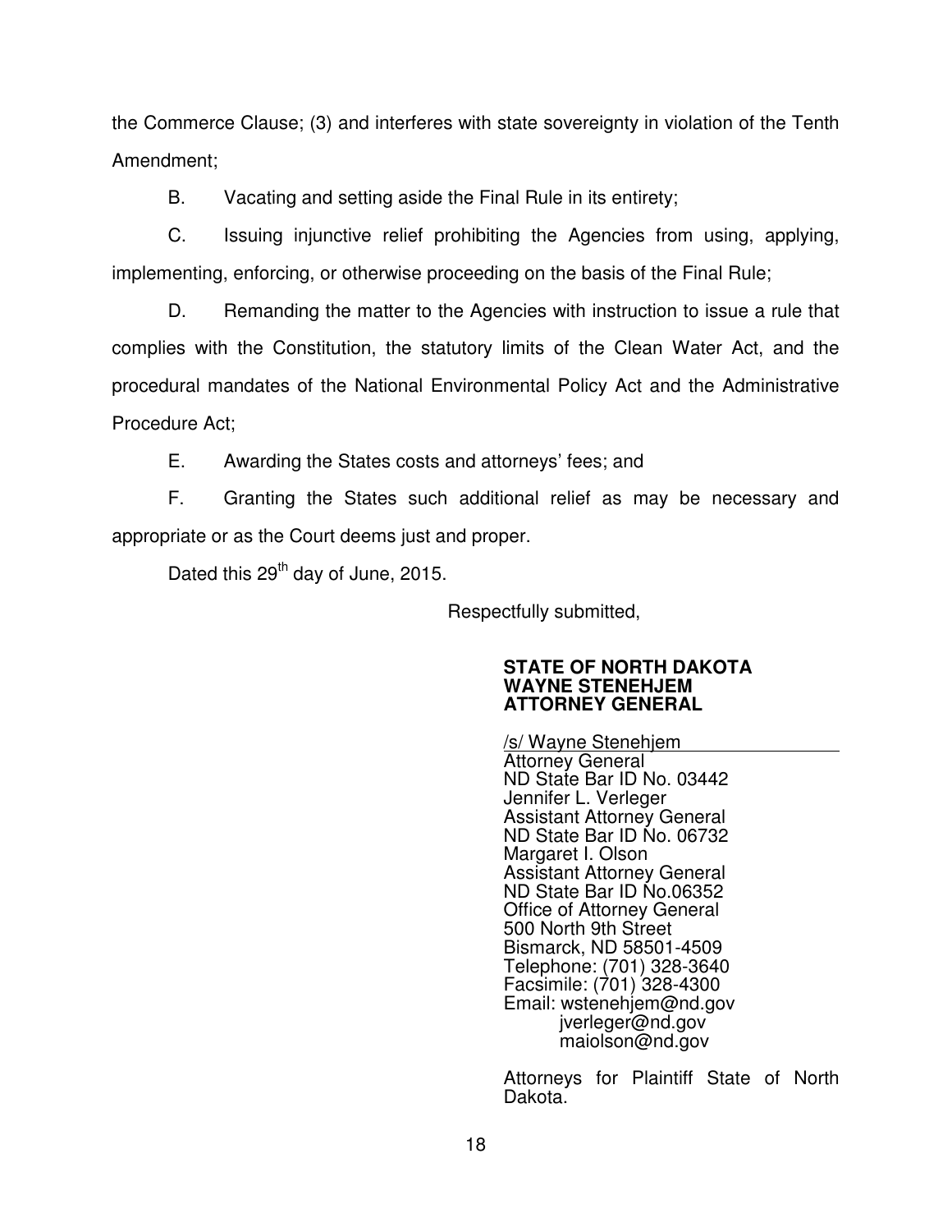the Commerce Clause; (3) and interferes with state sovereignty in violation of the Tenth Amendment;

B. Vacating and setting aside the Final Rule in its entirety;

C. Issuing injunctive relief prohibiting the Agencies from using, applying, implementing, enforcing, or otherwise proceeding on the basis of the Final Rule;

D. Remanding the matter to the Agencies with instruction to issue a rule that complies with the Constitution, the statutory limits of the Clean Water Act, and the procedural mandates of the National Environmental Policy Act and the Administrative Procedure Act;

E. Awarding the States costs and attorneys' fees; and

F. Granting the States such additional relief as may be necessary and appropriate or as the Court deems just and proper.

Dated this 29th day of June, 2015.

Respectfully submitted,

**STATE OF NORTH DAKOTA**
**WAYNE STENEHJEM**
**ATTORNEY GENERAL**

/s/ Wayne Stenehjem
Attorney General
ND State Bar ID No. 03442
Jennifer L. Verleger
Assistant Attorney General
ND State Bar ID No. 06732
Margaret I. Olson
Assistant Attorney General
ND State Bar ID No.06352
Office of Attorney General
500 North 9th Street
Bismarck, ND 58501-4509
Telephone: (701) 328-3640
Facsimile: (701) 328-4300
Email: wstenehjem@nd.gov
jverleger@nd.gov
maiolson@nd.gov

Attorneys for Plaintiff State of North Dakota.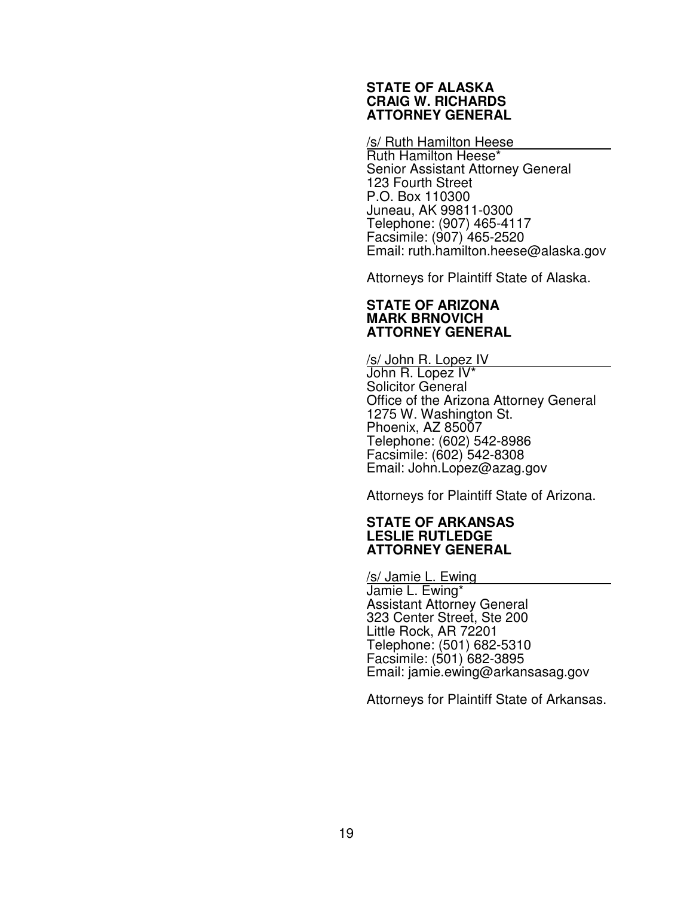**STATE OF ALASKA**
**CRAIG W. RICHARDS**
**ATTORNEY GENERAL**

/s/ Ruth Hamilton Heese
Ruth Hamilton Heese*
Senior Assistant Attorney General
123 Fourth Street
P.O. Box 110300
Juneau, AK 99811-0300
Telephone: (907) 465-4117
Facsimile: (907) 465-2520
Email: ruth.hamilton.heese@alaska.gov

Attorneys for Plaintiff State of Alaska.

**STATE OF ARIZONA**
**MARK BRNOVICH**
**ATTORNEY GENERAL**

/s/ John R. Lopez IV
John R. Lopez IV*
Solicitor General
Office of the Arizona Attorney General
1275 W. Washington St.
Phoenix, AZ 85007
Telephone: (602) 542-8986
Facsimile: (602) 542-8308
Email: John.Lopez@azag.gov

Attorneys for Plaintiff State of Arizona.

**STATE OF ARKANSAS**
**LESLIE RUTLEDGE**
**ATTORNEY GENERAL**

/s/ Jamie L. Ewing
Jamie L. Ewing*
Assistant Attorney General
323 Center Street, Ste 200
Little Rock, AR 72201
Telephone: (501) 682-5310
Facsimile: (501) 682-3895
Email: jamie.ewing@arkansasag.gov

Attorneys for Plaintiff State of Arkansas.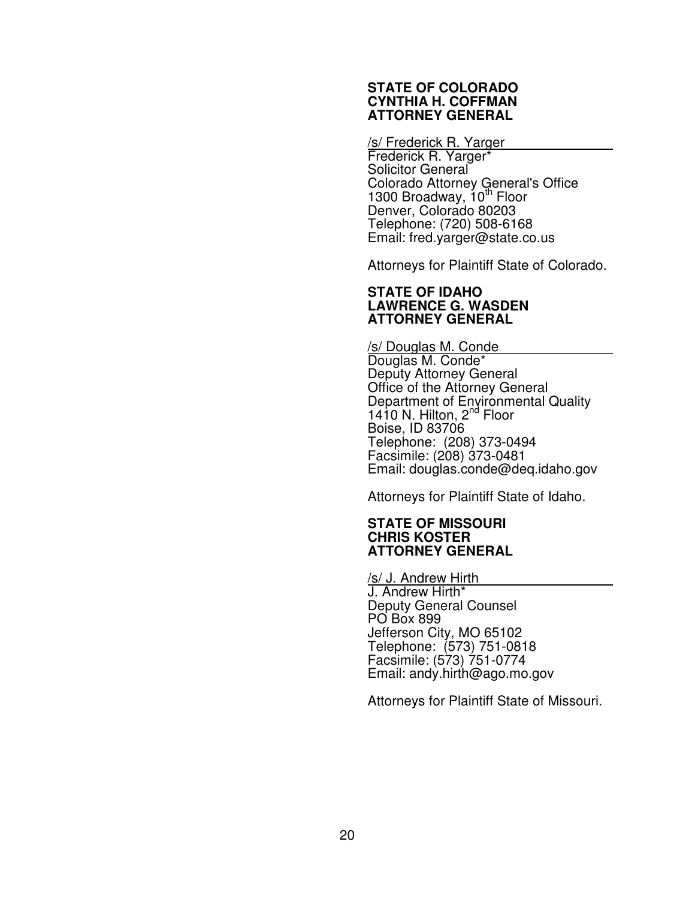**STATE OF COLORADO**
**CYNTHIA H. COFFMAN**
**ATTORNEY GENERAL**

/s/ Frederick R. Yarger
Frederick R. Yarger*
Solicitor General
Colorado Attorney General's Office
1300 Broadway, 10th Floor
Denver, Colorado 80203
Telephone: (720) 508-6168
Email: fred.yarger@state.co.us

Attorneys for Plaintiff State of Colorado.

**STATE OF IDAHO**
**LAWRENCE G. WASDEN**
**ATTORNEY GENERAL**

/s/ Douglas M. Conde
Douglas M. Conde*
Deputy Attorney General
Office of the Attorney General
Department of Environmental Quality
1410 N. Hilton, 2nd Floor
Boise, ID 83706
Telephone: (208) 373-0494
Facsimile: (208) 373-0481
Email: douglas.conde@deq.idaho.gov

Attorneys for Plaintiff State of Idaho.

**STATE OF MISSOURI**
**CHRIS KOSTER**
**ATTORNEY GENERAL**

/s/ J. Andrew Hirth
J. Andrew Hirth*
Deputy General Counsel
PO Box 899
Jefferson City, MO 65102
Telephone: (573) 751-0818
Facsimile: (573) 751-0774
Email: andy.hirth@ago.mo.gov

Attorneys for Plaintiff State of Missouri.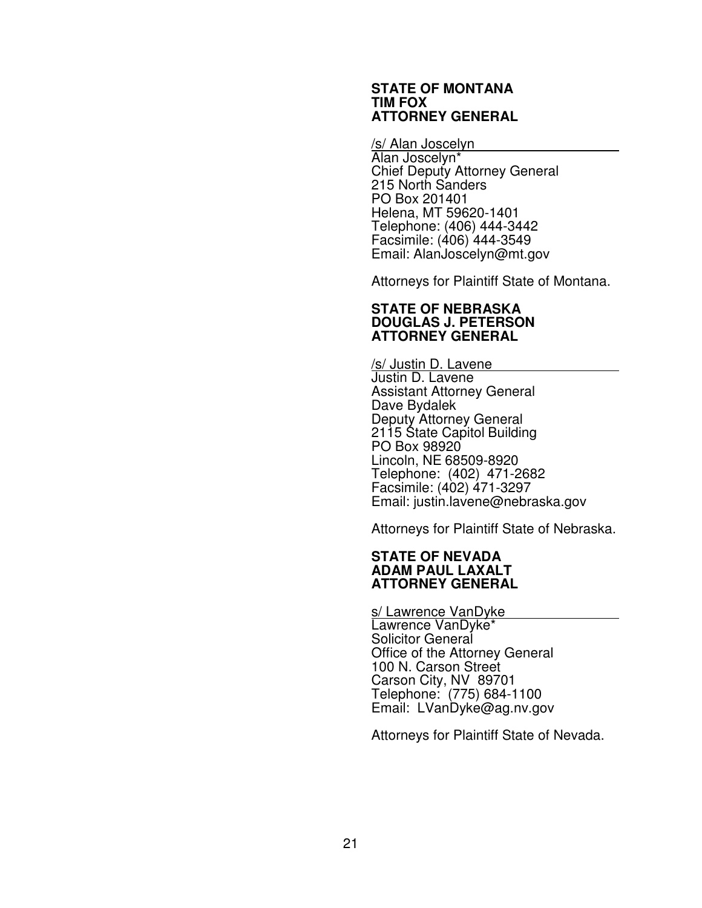**STATE OF MONTANA**
**TIM FOX**
**ATTORNEY GENERAL**

/s/ Alan Joscelyn
Alan Joscelyn*
Chief Deputy Attorney General
215 North Sanders
PO Box 201401
Helena, MT 59620-1401
Telephone: (406) 444-3442
Facsimile: (406) 444-3549
Email: AlanJoscelyn@mt.gov

Attorneys for Plaintiff State of Montana.

**STATE OF NEBRASKA**
**DOUGLAS J. PETERSON**
**ATTORNEY GENERAL**

/s/ Justin D. Lavene
Justin D. Lavene
Assistant Attorney General
Dave Bydalek
Deputy Attorney General
2115 State Capitol Building
PO Box 98920
Lincoln, NE 68509-8920
Telephone: (402) 471-2682
Facsimile: (402) 471-3297
Email: justin.lavene@nebraska.gov

Attorneys for Plaintiff State of Nebraska.

**STATE OF NEVADA**
**ADAM PAUL LAXALT**
**ATTORNEY GENERAL**

s/ Lawrence VanDyke
Lawrence VanDyke*
Solicitor General
Office of the Attorney General
100 N. Carson Street
Carson City, NV 89701
Telephone: (775) 684-1100
Email: LVanDyke@ag.nv.gov

Attorneys for Plaintiff State of Nevada.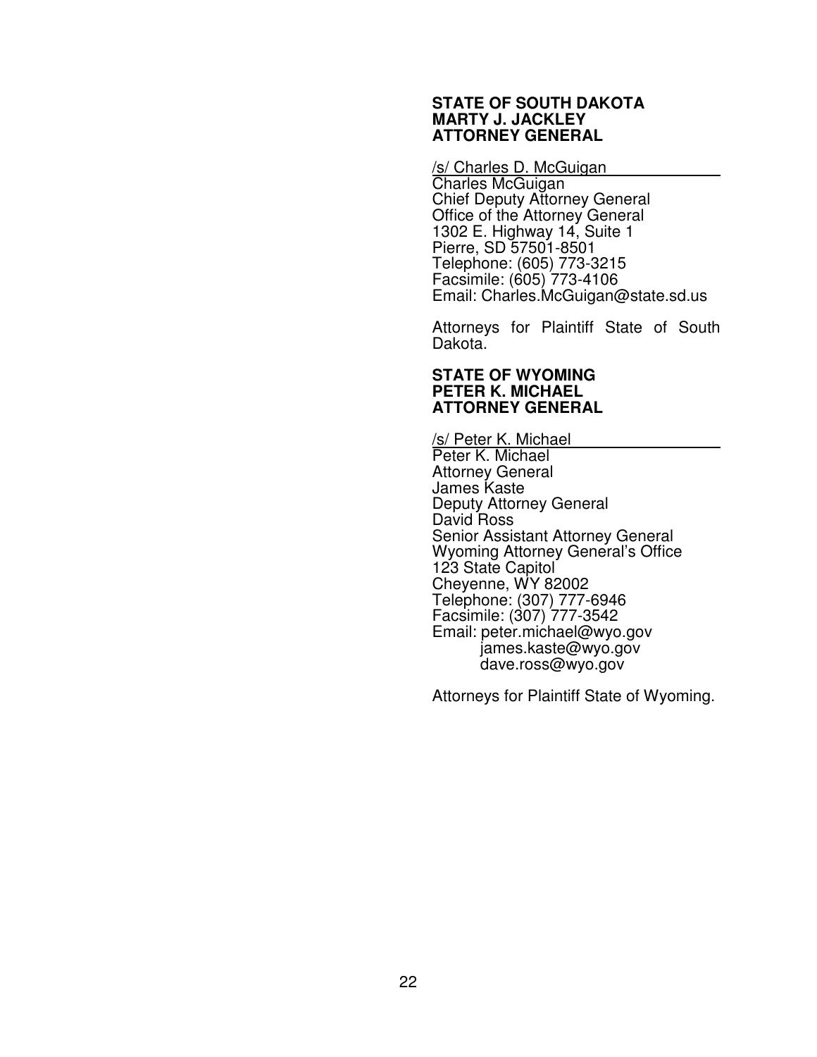**STATE OF SOUTH DAKOTA**
**MARTY J. JACKLEY**
**ATTORNEY GENERAL**

/s/ Charles D. McGuigan
Charles McGuigan
Chief Deputy Attorney General
Office of the Attorney General
1302 E. Highway 14, Suite 1
Pierre, SD 57501-8501
Telephone: (605) 773-3215
Facsimile: (605) 773-4106
Email: Charles.McGuigan@state.sd.us

Attorneys for Plaintiff State of South Dakota.

**STATE OF WYOMING**
**PETER K. MICHAEL**
**ATTORNEY GENERAL**

/s/ Peter K. Michael
Peter K. Michael
Attorney General
James Kaste
Deputy Attorney General
David Ross
Senior Assistant Attorney General
Wyoming Attorney General's Office
123 State Capitol
Cheyenne, WY 82002
Telephone: (307) 777-6946
Facsimile: (307) 777-3542
Email: peter.michael@wyo.gov
james.kaste@wyo.gov
dave.ross@wyo.gov

Attorneys for Plaintiff State of Wyoming.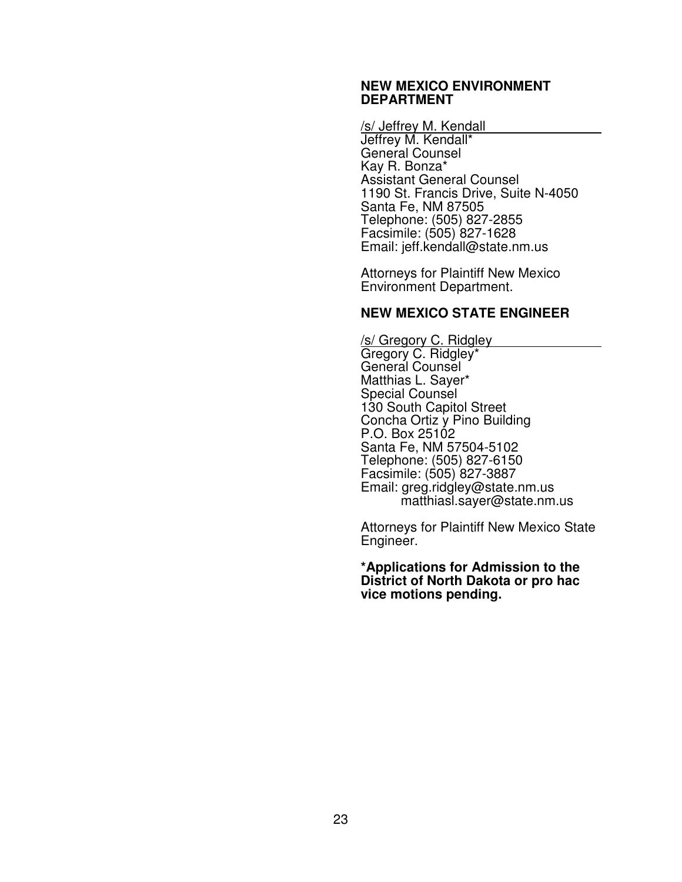**NEW MEXICO ENVIRONMENT DEPARTMENT**

/s/ Jeffrey M. Kendall
Jeffrey M. Kendall*
General Counsel
Kay R. Bonza*
Assistant General Counsel
1190 St. Francis Drive, Suite N-4050
Santa Fe, NM 87505
Telephone: (505) 827-2855
Facsimile: (505) 827-1628
Email: jeff.kendall@state.nm.us

Attorneys for Plaintiff New Mexico Environment Department.

**NEW MEXICO STATE ENGINEER**

/s/ Gregory C. Ridgley
Gregory C. Ridgley*
General Counsel
Matthias L. Sayer*
Special Counsel
130 South Capitol Street
Concha Ortiz y Pino Building
P.O. Box 25102
Santa Fe, NM 57504-5102
Telephone: (505) 827-6150
Facsimile: (505) 827-3887
Email: greg.ridgley@state.nm.us
matthiasl.sayer@state.nm.us

Attorneys for Plaintiff New Mexico State Engineer.

**\*Applications for Admission to the District of North Dakota or pro hac vice motions pending.**